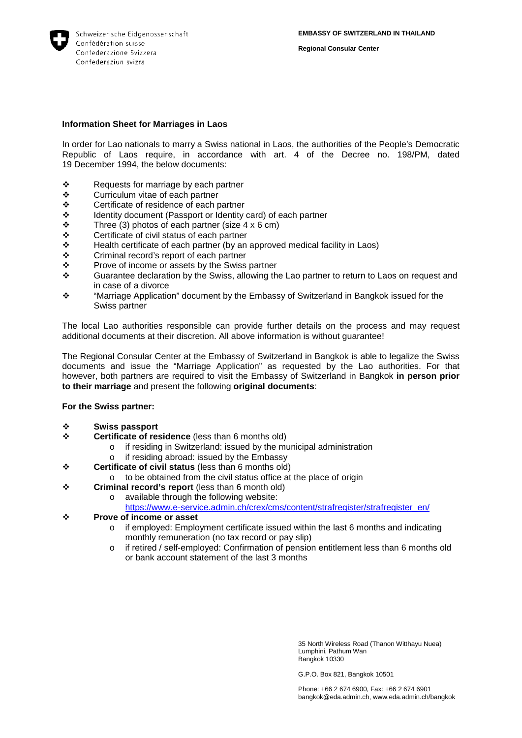Schweizerische Eidgenossenschaft
Confédération suisse
Confederazione Svizzera
Confederaziun svizra

**EMBASSY OF SWITZERLAND IN THAILAND**

**Regional Consular Center**

**Information Sheet for Marriages in Laos**

In order for Lao nationals to marry a Swiss national in Laos, the authorities of the People's Democratic Republic of Laos require, in accordance with art. 4 of the Decree no. 198/PM, dated 19 December 1994, the below documents:

- Requests for marriage by each partner
- Curriculum vitae of each partner
- Certificate of residence of each partner
- Identity document (Passport or Identity card) of each partner
- Three (3) photos of each partner (size 4 x 6 cm)
- Certificate of civil status of each partner
- Health certificate of each partner (by an approved medical facility in Laos)
- Criminal record's report of each partner
- Prove of income or assets by the Swiss partner
- Guarantee declaration by the Swiss, allowing the Lao partner to return to Laos on request and in case of a divorce
- "Marriage Application" document by the Embassy of Switzerland in Bangkok issued for the Swiss partner

The local Lao authorities responsible can provide further details on the process and may request additional documents at their discretion. All above information is without guarantee!

The Regional Consular Center at the Embassy of Switzerland in Bangkok is able to legalize the Swiss documents and issue the "Marriage Application" as requested by the Lao authorities. For that however, both partners are required to visit the Embassy of Switzerland in Bangkok **in person prior to their marriage** and present the following **original documents**:

**For the Swiss partner:**

- **Swiss passport**
- **Certificate of residence** (less than 6 months old)
  - if residing in Switzerland: issued by the municipal administration
  - if residing abroad: issued by the Embassy
- **Certificate of civil status** (less than 6 months old)
  - to be obtained from the civil status office at the place of origin
- **Criminal record's report** (less than 6 month old)
  - available through the following website: https://www.e-service.admin.ch/crex/cms/content/strafregister/strafregister_en/
- **Prove of income or asset**
  - if employed: Employment certificate issued within the last 6 months and indicating monthly remuneration (no tax record or pay slip)
  - if retired / self-employed: Confirmation of pension entitlement less than 6 months old or bank account statement of the last 3 months

35 North Wireless Road (Thanon Witthayu Nuea)
Lumphini, Pathum Wan
Bangkok 10330

G.P.O. Box 821, Bangkok 10501

Phone: +66 2 674 6900, Fax: +66 2 674 6901
bangkok@eda.admin.ch, www.eda.admin.ch/bangkok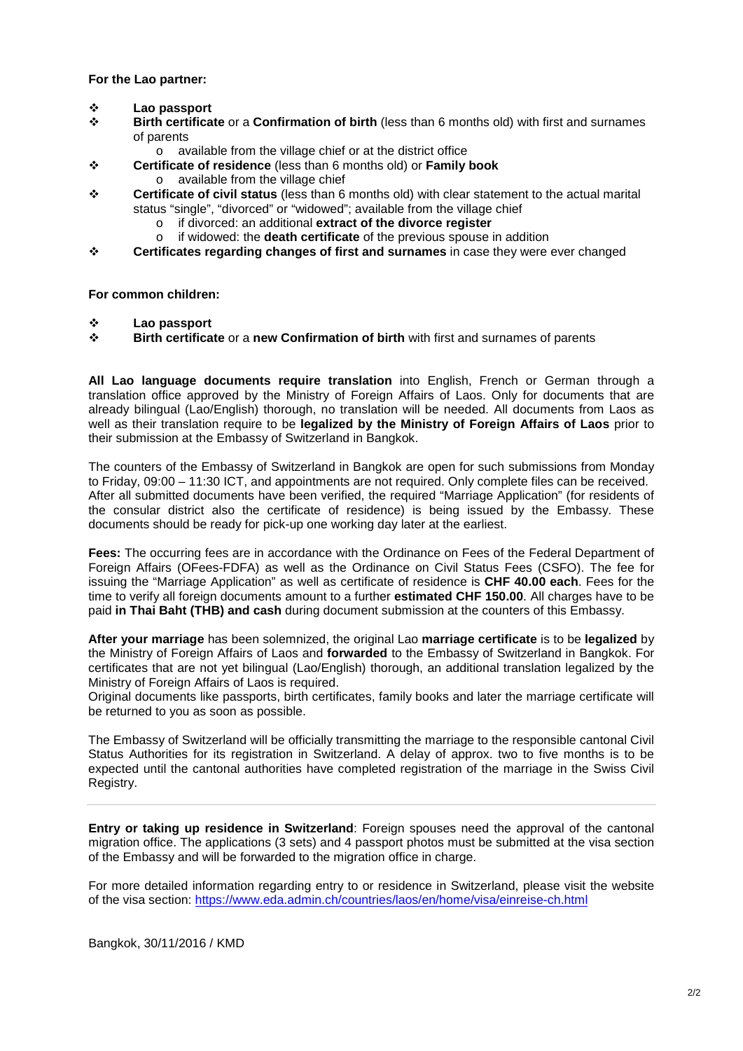**For the Lao partner:**

- **Lao passport**
- **Birth certificate** or a **Confirmation of birth** (less than 6 months old) with first and surnames of parents
  - available from the village chief or at the district office
- **Certificate of residence** (less than 6 months old) or **Family book**
  - available from the village chief
- **Certificate of civil status** (less than 6 months old) with clear statement to the actual marital status "single", "divorced" or "widowed"; available from the village chief
  - if divorced: an additional **extract of the divorce register**
  - if widowed: the **death certificate** of the previous spouse in addition
- **Certificates regarding changes of first and surnames** in case they were ever changed

**For common children:**

- **Lao passport**
- **Birth certificate** or a **new Confirmation of birth** with first and surnames of parents

**All Lao language documents require translation** into English, French or German through a translation office approved by the Ministry of Foreign Affairs of Laos. Only for documents that are already bilingual (Lao/English) thorough, no translation will be needed. All documents from Laos as well as their translation require to be **legalized by the Ministry of Foreign Affairs of Laos** prior to their submission at the Embassy of Switzerland in Bangkok.

The counters of the Embassy of Switzerland in Bangkok are open for such submissions from Monday to Friday, 09:00 – 11:30 ICT, and appointments are not required. Only complete files can be received. After all submitted documents have been verified, the required "Marriage Application" (for residents of the consular district also the certificate of residence) is being issued by the Embassy. These documents should be ready for pick-up one working day later at the earliest.

**Fees:** The occurring fees are in accordance with the Ordinance on Fees of the Federal Department of Foreign Affairs (OFees-FDFA) as well as the Ordinance on Civil Status Fees (CSFO). The fee for issuing the "Marriage Application" as well as certificate of residence is **CHF 40.00 each**. Fees for the time to verify all foreign documents amount to a further **estimated CHF 150.00**. All charges have to be paid **in Thai Baht (THB) and cash** during document submission at the counters of this Embassy.

**After your marriage** has been solemnized, the original Lao **marriage certificate** is to be **legalized** by the Ministry of Foreign Affairs of Laos and **forwarded** to the Embassy of Switzerland in Bangkok. For certificates that are not yet bilingual (Lao/English) thorough, an additional translation legalized by the Ministry of Foreign Affairs of Laos is required.
Original documents like passports, birth certificates, family books and later the marriage certificate will be returned to you as soon as possible.

The Embassy of Switzerland will be officially transmitting the marriage to the responsible cantonal Civil Status Authorities for its registration in Switzerland. A delay of approx. two to five months is to be expected until the cantonal authorities have completed registration of the marriage in the Swiss Civil Registry.

---

**Entry or taking up residence in Switzerland**: Foreign spouses need the approval of the cantonal migration office. The applications (3 sets) and 4 passport photos must be submitted at the visa section of the Embassy and will be forwarded to the migration office in charge.

For more detailed information regarding entry to or residence in Switzerland, please visit the website of the visa section: https://www.eda.admin.ch/countries/laos/en/home/visa/einreise-ch.html

Bangkok, 30/11/2016 / KMD